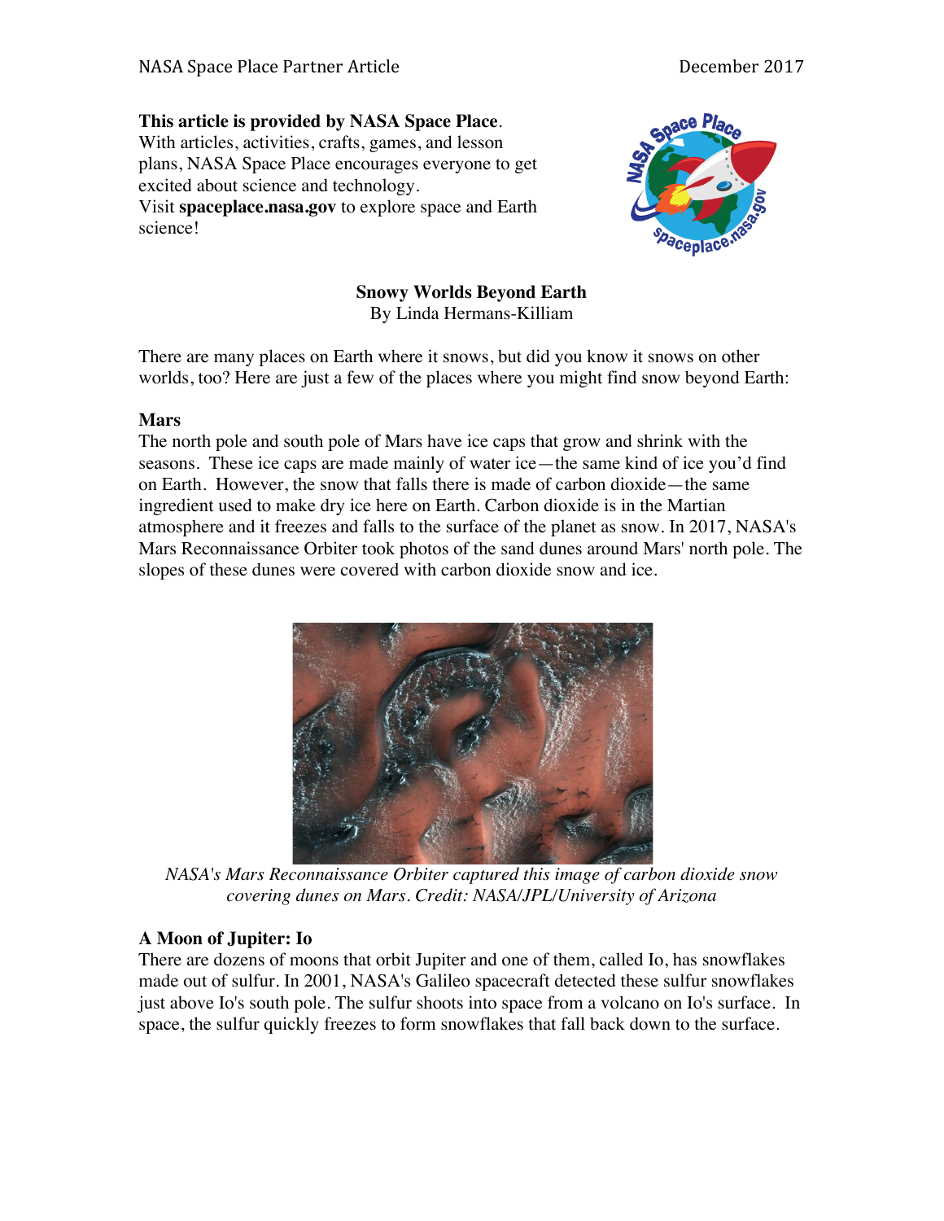**This article is provided by NASA Space Place**.
With articles, activities, crafts, games, and lesson plans, NASA Space Place encourages everyone to get excited about science and technology.
Visit **spaceplace.nasa.gov** to explore space and Earth science!

## Snowy Worlds Beyond Earth

By Linda Hermans-Killiam

There are many places on Earth where it snows, but did you know it snows on other worlds, too? Here are just a few of the places where you might find snow beyond Earth:

### Mars

The north pole and south pole of Mars have ice caps that grow and shrink with the seasons. These ice caps are made mainly of water ice—the same kind of ice you'd find on Earth. However, the snow that falls there is made of carbon dioxide—the same ingredient used to make dry ice here on Earth. Carbon dioxide is in the Martian atmosphere and it freezes and falls to the surface of the planet as snow. In 2017, NASA's Mars Reconnaissance Orbiter took photos of the sand dunes around Mars' north pole. The slopes of these dunes were covered with carbon dioxide snow and ice.

*NASA's Mars Reconnaissance Orbiter captured this image of carbon dioxide snow covering dunes on Mars. Credit: NASA/JPL/University of Arizona*

### A Moon of Jupiter: Io

There are dozens of moons that orbit Jupiter and one of them, called Io, has snowflakes made out of sulfur. In 2001, NASA's Galileo spacecraft detected these sulfur snowflakes just above Io's south pole. The sulfur shoots into space from a volcano on Io's surface. In space, the sulfur quickly freezes to form snowflakes that fall back down to the surface.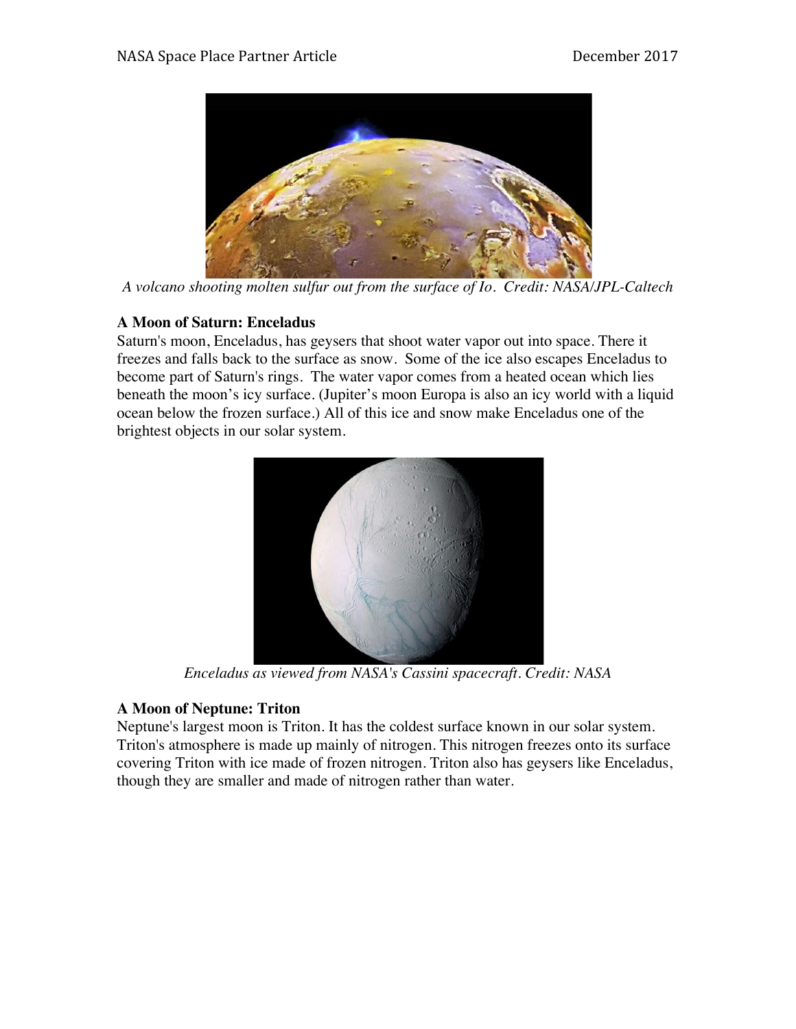*A volcano shooting molten sulfur out from the surface of Io. Credit: NASA/JPL-Caltech*

### A Moon of Saturn: Enceladus

Saturn's moon, Enceladus, has geysers that shoot water vapor out into space. There it freezes and falls back to the surface as snow. Some of the ice also escapes Enceladus to become part of Saturn's rings. The water vapor comes from a heated ocean which lies beneath the moon's icy surface. (Jupiter's moon Europa is also an icy world with a liquid ocean below the frozen surface.) All of this ice and snow make Enceladus one of the brightest objects in our solar system.

*Enceladus as viewed from NASA's Cassini spacecraft. Credit: NASA*

### A Moon of Neptune: Triton

Neptune's largest moon is Triton. It has the coldest surface known in our solar system. Triton's atmosphere is made up mainly of nitrogen. This nitrogen freezes onto its surface covering Triton with ice made of frozen nitrogen. Triton also has geysers like Enceladus, though they are smaller and made of nitrogen rather than water.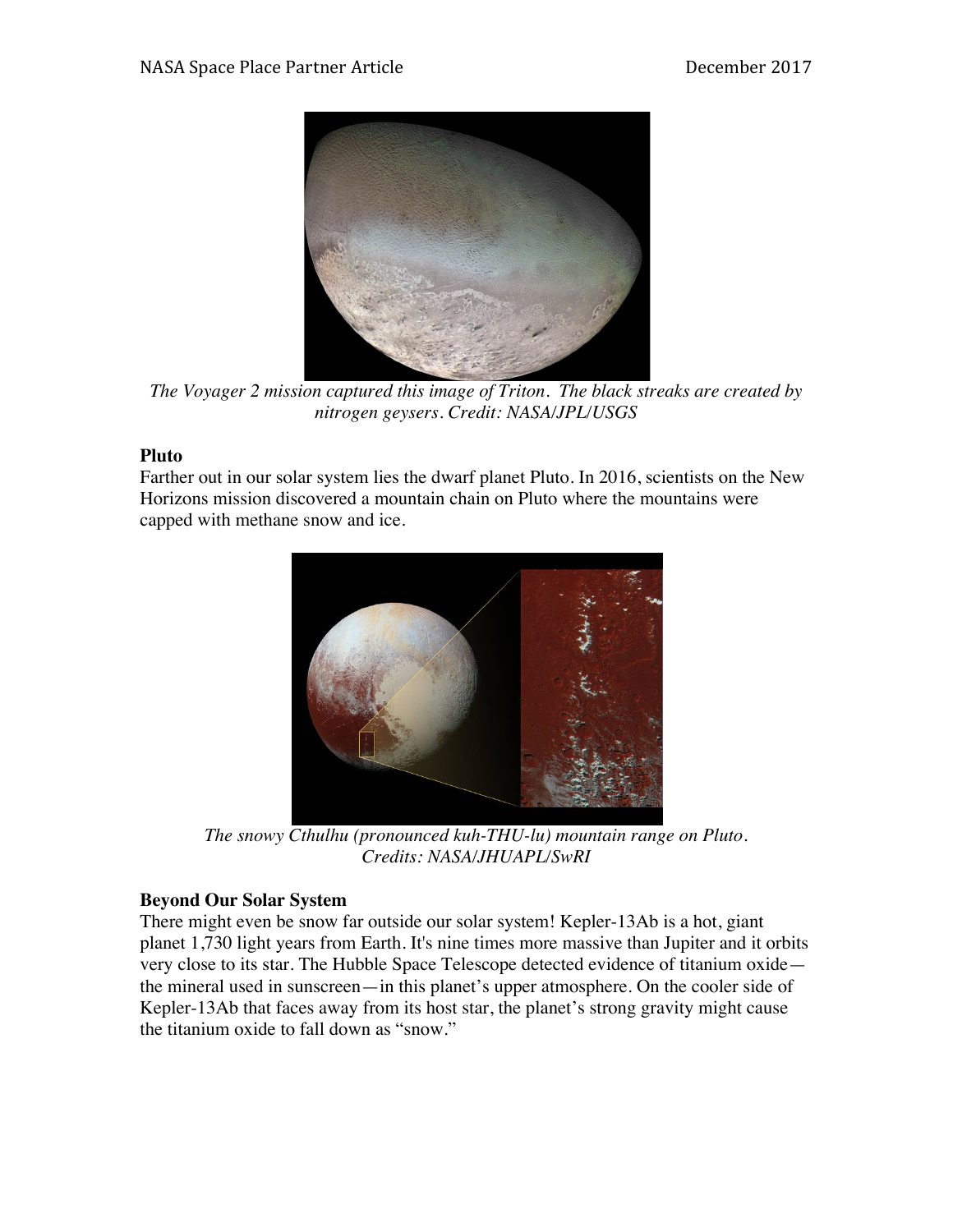*The Voyager 2 mission captured this image of Triton. The black streaks are created by nitrogen geysers. Credit: NASA/JPL/USGS*

**Pluto**

Farther out in our solar system lies the dwarf planet Pluto. In 2016, scientists on the New Horizons mission discovered a mountain chain on Pluto where the mountains were capped with methane snow and ice.

*The snowy Cthulhu (pronounced kuh-THU-lu) mountain range on Pluto. Credits: NASA/JHUAPL/SwRI*

**Beyond Our Solar System**

There might even be snow far outside our solar system! Kepler-13Ab is a hot, giant planet 1,730 light years from Earth. It's nine times more massive than Jupiter and it orbits very close to its star. The Hubble Space Telescope detected evidence of titanium oxide—the mineral used in sunscreen—in this planet's upper atmosphere. On the cooler side of Kepler-13Ab that faces away from its host star, the planet's strong gravity might cause the titanium oxide to fall down as "snow."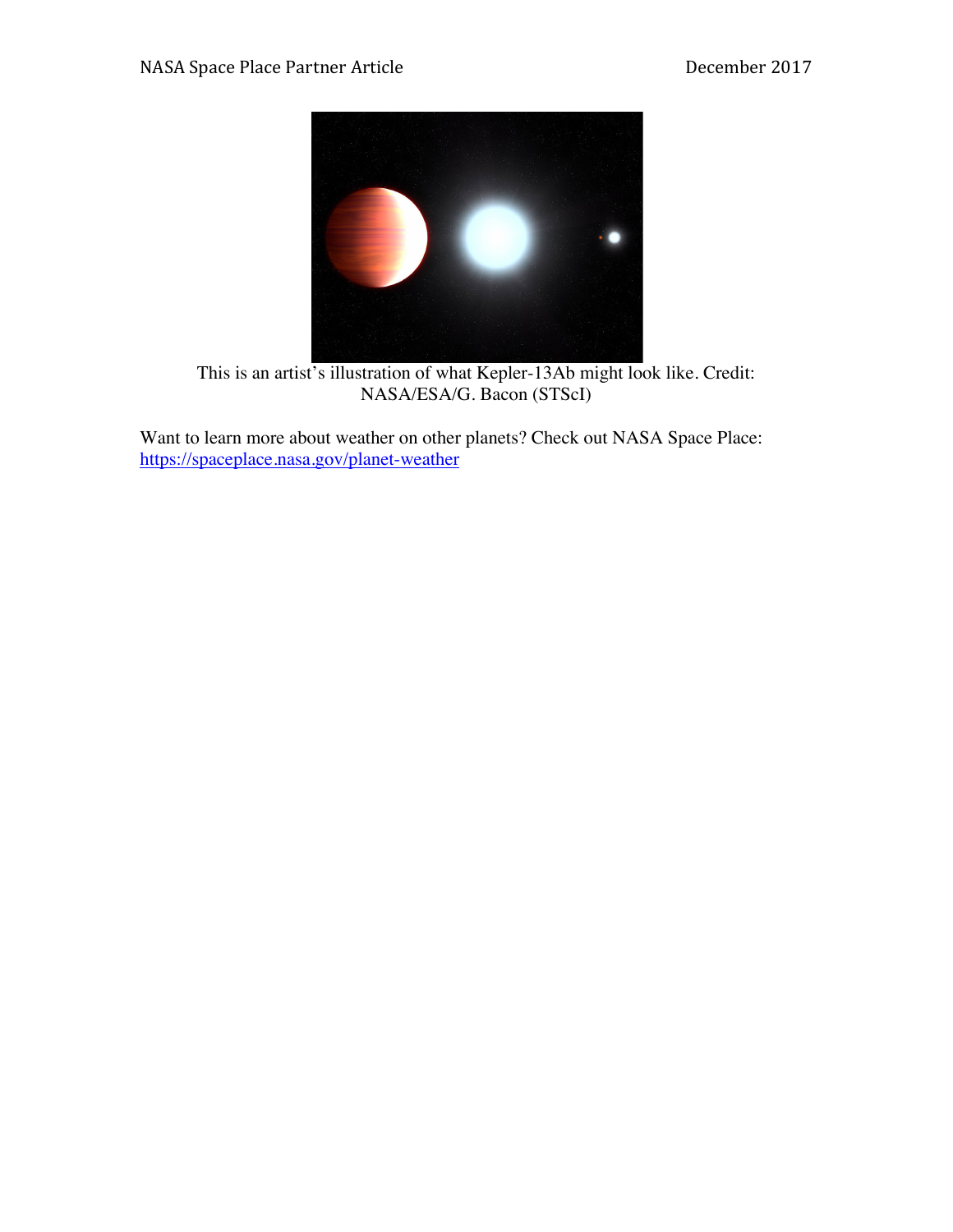This is an artist's illustration of what Kepler-13Ab might look like. Credit: NASA/ESA/G. Bacon (STScI)

Want to learn more about weather on other planets? Check out NASA Space Place: [https://spaceplace.nasa.gov/planet-weather](https://spaceplace.nasa.gov/planet-weather)